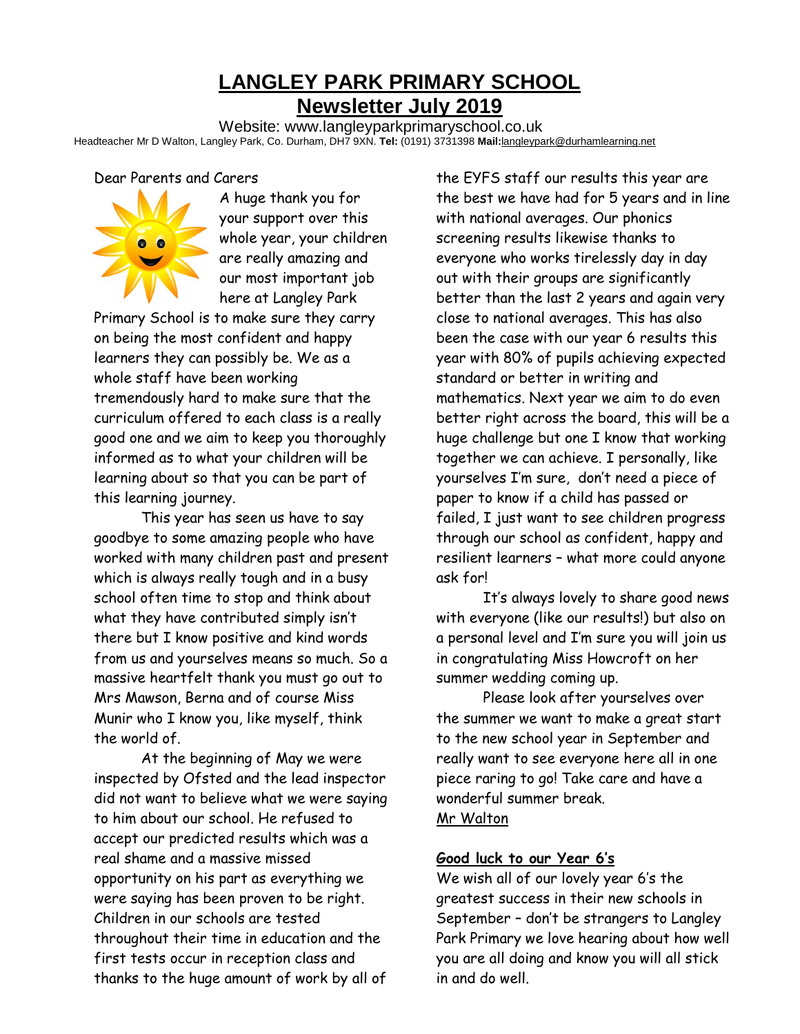# LANGLEY PARK PRIMARY SCHOOL

## Newsletter July 2019

Website: www.langleyparkprimaryschool.co.uk

Headteacher Mr D Walton, Langley Park, Co. Durham, DH7 9XN. **Tel:** (0191) 3731398 **Mail:**langleypark@durhamlearning.net

Dear Parents and Carers

A huge thank you for your support over this whole year, your children are really amazing and our most important job here at Langley Park Primary School is to make sure they carry on being the most confident and happy learners they can possibly be. We as a whole staff have been working tremendously hard to make sure that the curriculum offered to each class is a really good one and we aim to keep you thoroughly informed as to what your children will be learning about so that you can be part of this learning journey.

This year has seen us have to say goodbye to some amazing people who have worked with many children past and present which is always really tough and in a busy school often time to stop and think about what they have contributed simply isn't there but I know positive and kind words from us and yourselves means so much. So a massive heartfelt thank you must go out to Mrs Mawson, Berna and of course Miss Munir who I know you, like myself, think the world of.

At the beginning of May we were inspected by Ofsted and the lead inspector did not want to believe what we were saying to him about our school. He refused to accept our predicted results which was a real shame and a massive missed opportunity on his part as everything we were saying has been proven to be right. Children in our schools are tested throughout their time in education and the first tests occur in reception class and thanks to the huge amount of work by all of the EYFS staff our results this year are the best we have had for 5 years and in line with national averages. Our phonics screening results likewise thanks to everyone who works tirelessly day in day out with their groups are significantly better than the last 2 years and again very close to national averages. This has also been the case with our year 6 results this year with 80% of pupils achieving expected standard or better in writing and mathematics. Next year we aim to do even better right across the board, this will be a huge challenge but one I know that working together we can achieve. I personally, like yourselves I'm sure, don't need a piece of paper to know if a child has passed or failed, I just want to see children progress through our school as confident, happy and resilient learners – what more could anyone ask for!

It's always lovely to share good news with everyone (like our results!) but also on a personal level and I'm sure you will join us in congratulating Miss Howcroft on her summer wedding coming up.

Please look after yourselves over the summer we want to make a great start to the new school year in September and really want to see everyone here all in one piece raring to go! Take care and have a wonderful summer break.

Mr Walton

**Good luck to our Year 6's**

We wish all of our lovely year 6's the greatest success in their new schools in September – don't be strangers to Langley Park Primary we love hearing about how well you are all doing and know you will all stick in and do well.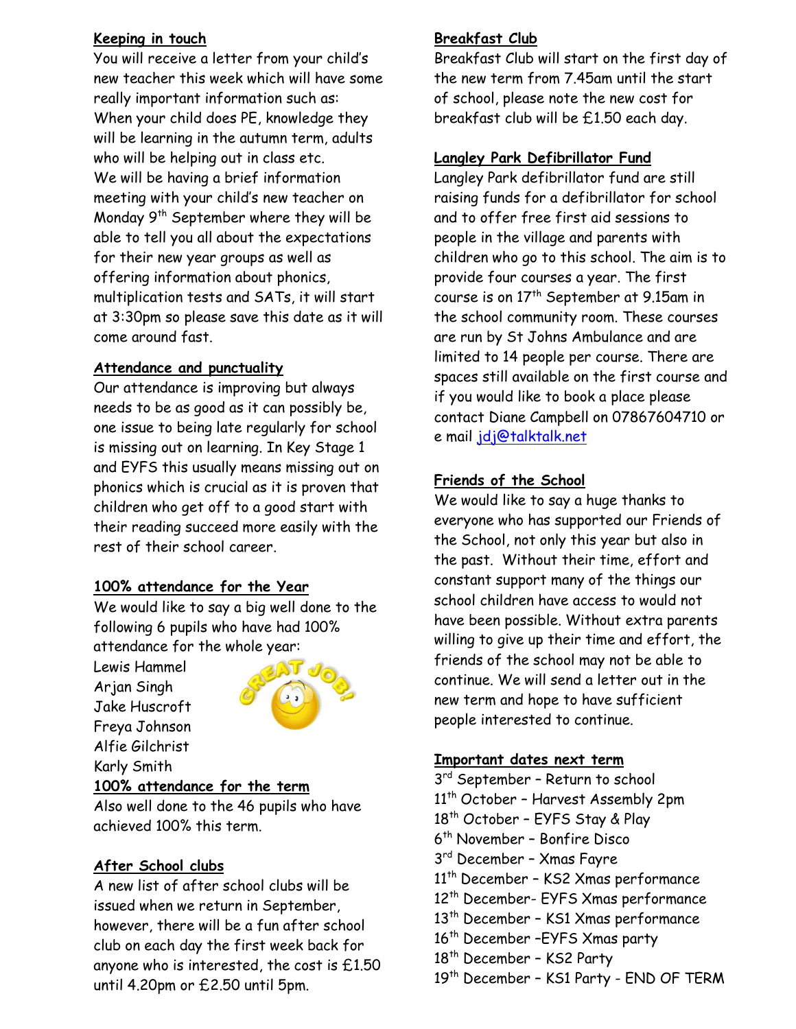## Keeping in touch

You will receive a letter from your child's new teacher this week which will have some really important information such as: When your child does PE, knowledge they will be learning in the autumn term, adults who will be helping out in class etc.

We will be having a brief information meeting with your child's new teacher on Monday 9th September where they will be able to tell you all about the expectations for their new year groups as well as offering information about phonics, multiplication tests and SATs, it will start at 3:30pm so please save this date as it will come around fast.

## Attendance and punctuality

Our attendance is improving but always needs to be as good as it can possibly be, one issue to being late regularly for school is missing out on learning. In Key Stage 1 and EYFS this usually means missing out on phonics which is crucial as it is proven that children who get off to a good start with their reading succeed more easily with the rest of their school career.

## 100% attendance for the Year

We would like to say a big well done to the following 6 pupils who have had 100% attendance for the whole year:

Lewis Hammel
Arjan Singh
Jake Huscroft
Freya Johnson
Alfie Gilchrist
Karly Smith

## 100% attendance for the term

Also well done to the 46 pupils who have achieved 100% this term.

## After School clubs

A new list of after school clubs will be issued when we return in September, however, there will be a fun after school club on each day the first week back for anyone who is interested, the cost is £1.50 until 4.20pm or £2.50 until 5pm.

## Breakfast Club

Breakfast Club will start on the first day of the new term from 7.45am until the start of school, please note the new cost for breakfast club will be £1.50 each day.

## Langley Park Defibrillator Fund

Langley Park defibrillator fund are still raising funds for a defibrillator for school and to offer free first aid sessions to people in the village and parents with children who go to this school. The aim is to provide four courses a year. The first course is on 17th September at 9.15am in the school community room. These courses are run by St Johns Ambulance and are limited to 14 people per course. There are spaces still available on the first course and if you would like to book a place please contact Diane Campbell on 07867604710 or e mail jdj@talktalk.net

## Friends of the School

We would like to say a huge thanks to everyone who has supported our Friends of the School, not only this year but also in the past. Without their time, effort and constant support many of the things our school children have access to would not have been possible. Without extra parents willing to give up their time and effort, the friends of the school may not be able to continue. We will send a letter out in the new term and hope to have sufficient people interested to continue.

## Important dates next term

3rd September – Return to school
11th October – Harvest Assembly 2pm
18th October – EYFS Stay & Play
6th November – Bonfire Disco
3rd December – Xmas Fayre
11th December – KS2 Xmas performance
12th December- EYFS Xmas performance
13th December – KS1 Xmas performance
16th December –EYFS Xmas party
18th December – KS2 Party
19th December – KS1 Party - END OF TERM